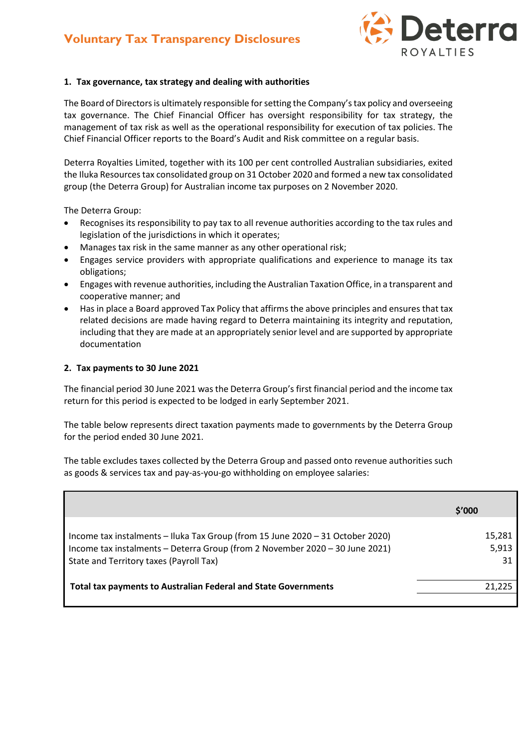# Voluntary Tax Transparency Disclosures

Deterra ROYALTIES

### 1. Tax governance, tax strategy and dealing with authorities

The Board of Directors is ultimately responsible for setting the Company's tax policy and overseeing tax governance. The Chief Financial Officer has oversight responsibility for tax strategy, the management of tax risk as well as the operational responsibility for execution of tax policies. The Chief Financial Officer reports to the Board's Audit and Risk committee on a regular basis.

Deterra Royalties Limited, together with its 100 per cent controlled Australian subsidiaries, exited the Iluka Resources tax consolidated group on 31 October 2020 and formed a new tax consolidated group (the Deterra Group) for Australian income tax purposes on 2 November 2020.

The Deterra Group:

- Recognises its responsibility to pay tax to all revenue authorities according to the tax rules and legislation of the jurisdictions in which it operates;
- Manages tax risk in the same manner as any other operational risk;
- Engages service providers with appropriate qualifications and experience to manage its tax obligations;
- Engages with revenue authorities, including the Australian Taxation Office, in a transparent and cooperative manner; and
- Has in place a Board approved Tax Policy that affirms the above principles and ensures that tax related decisions are made having regard to Deterra maintaining its integrity and reputation, including that they are made at an appropriately senior level and are supported by appropriate documentation

### 2. Tax payments to 30 June 2021

The financial period 30 June 2021 was the Deterra Group's first financial period and the income tax return for this period is expected to be lodged in early September 2021.

The table below represents direct taxation payments made to governments by the Deterra Group for the period ended 30 June 2021.

The table excludes taxes collected by the Deterra Group and passed onto revenue authorities such as goods & services tax and pay-as-you-go withholding on employee salaries:

| | $'000 |
|---|---|
| Income tax instalments – Iluka Tax Group (from 15 June 2020 – 31 October 2020) | 15,281 |
| Income tax instalments – Deterra Group (from 2 November 2020 – 30 June 2021) | 5,913 |
| State and Territory taxes (Payroll Tax) | 31 |
| **Total tax payments to Australian Federal and State Governments** | 21,225 |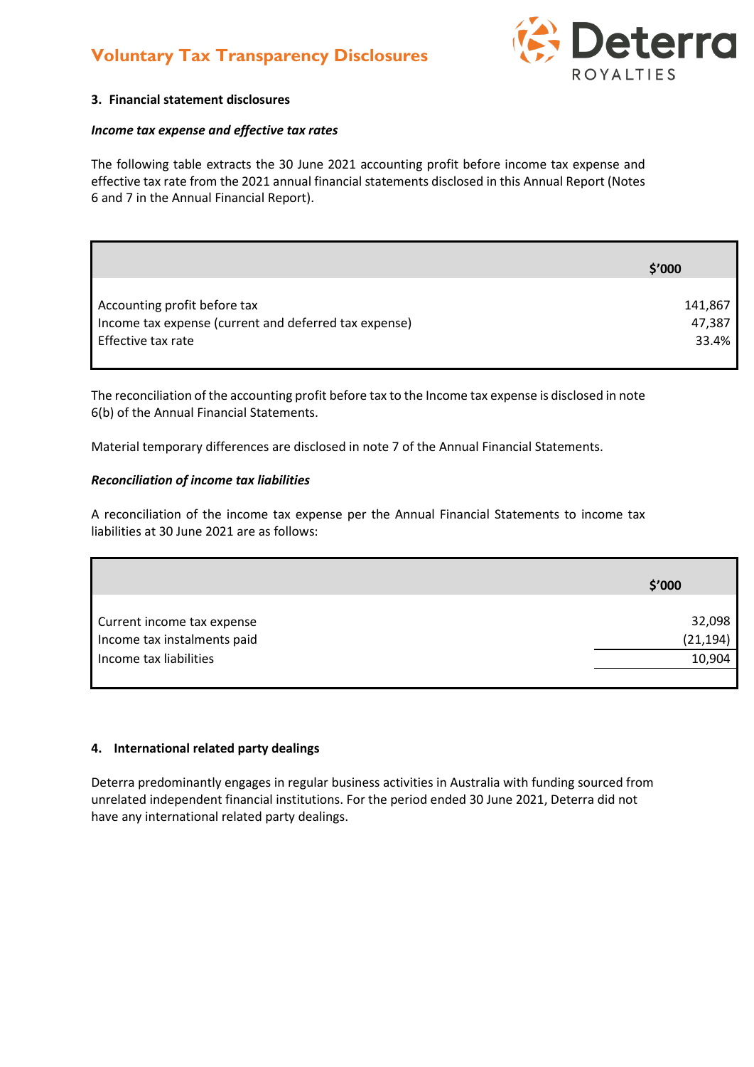## 3. Financial statement disclosures

***Income tax expense and effective tax rates***

The following table extracts the 30 June 2021 accounting profit before income tax expense and effective tax rate from the 2021 annual financial statements disclosed in this Annual Report (Notes 6 and 7 in the Annual Financial Report).

| | $'000 |
|---|---|
| Accounting profit before tax | 141,867 |
| Income tax expense (current and deferred tax expense) | 47,387 |
| Effective tax rate | 33.4% |

The reconciliation of the accounting profit before tax to the Income tax expense is disclosed in note 6(b) of the Annual Financial Statements.

Material temporary differences are disclosed in note 7 of the Annual Financial Statements.

***Reconciliation of income tax liabilities***

A reconciliation of the income tax expense per the Annual Financial Statements to income tax liabilities at 30 June 2021 are as follows:

| | $'000 |
|---|---|
| Current income tax expense | 32,098 |
| Income tax instalments paid | (21,194) |
| Income tax liabilities | 10,904 |

## 4. International related party dealings

Deterra predominantly engages in regular business activities in Australia with funding sourced from unrelated independent financial institutions. For the period ended 30 June 2021, Deterra did not have any international related party dealings.